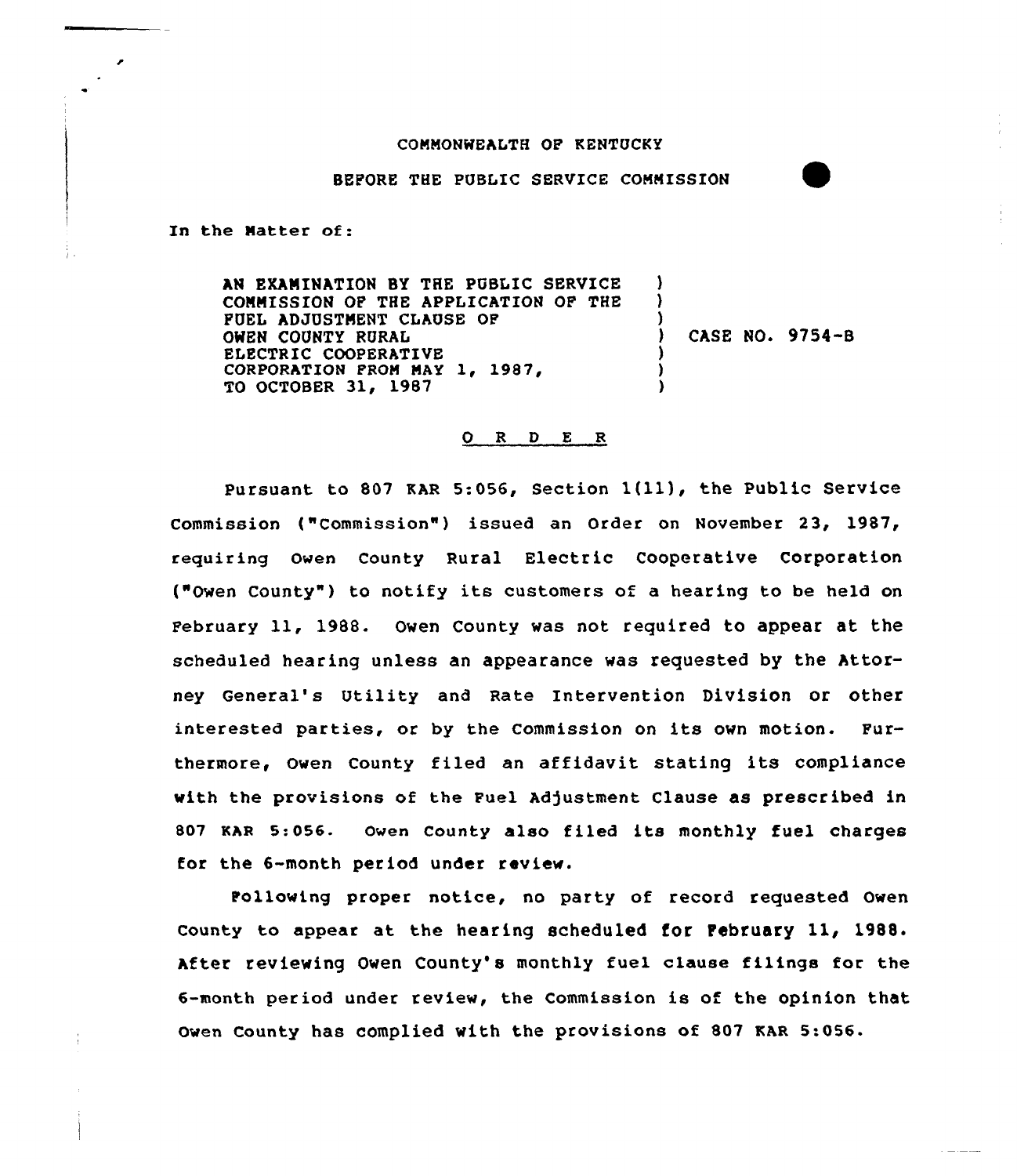COMMONWEALTH OF KENTUCKY

BEFORE THE PUBLIC SERVICE COMMISSION

In the Matter of:

| | | |
|---|---|---|
| AN EXAMINATION BY THE PUBLIC SERVICE COMMISSION OF THE APPLICATION OF THE FUEL ADJUSTMENT CLAUSE OF OWEN COUNTY RURAL ELECTRIC COOPERATIVE CORPORATION FROM MAY 1, 1987, TO OCTOBER 31, 1987 | ) | CASE NO. 9754-B |

## O R D E R

Pursuant to 807 KAR 5:056, Section 1(11), the Public Service Commission ("Commission") issued an Order on November 23, 1987, requiring Owen County Rural Electric Cooperative Corporation ("Owen County") to notify its customers of a hearing to be held on February 11, 1988. Owen County was not required to appear at the scheduled hearing unless an appearance was requested by the Attorney General's Utility and Rate Intervention Division or other interested parties, or by the Commission on its own motion. Furthermore, Owen County filed an affidavit stating its compliance with the provisions of the Fuel Adjustment Clause as prescribed in 807 KAR 5:056. Owen County also filed its monthly fuel charges for the 6-month period under review.

Following proper notice, no party of record requested Owen County to appear at the hearing scheduled for February 11, 1988. After reviewing Owen County's monthly fuel clause filings for the 6-month period under review, the Commission is of the opinion that Owen County has complied with the provisions of 807 KAR 5:056.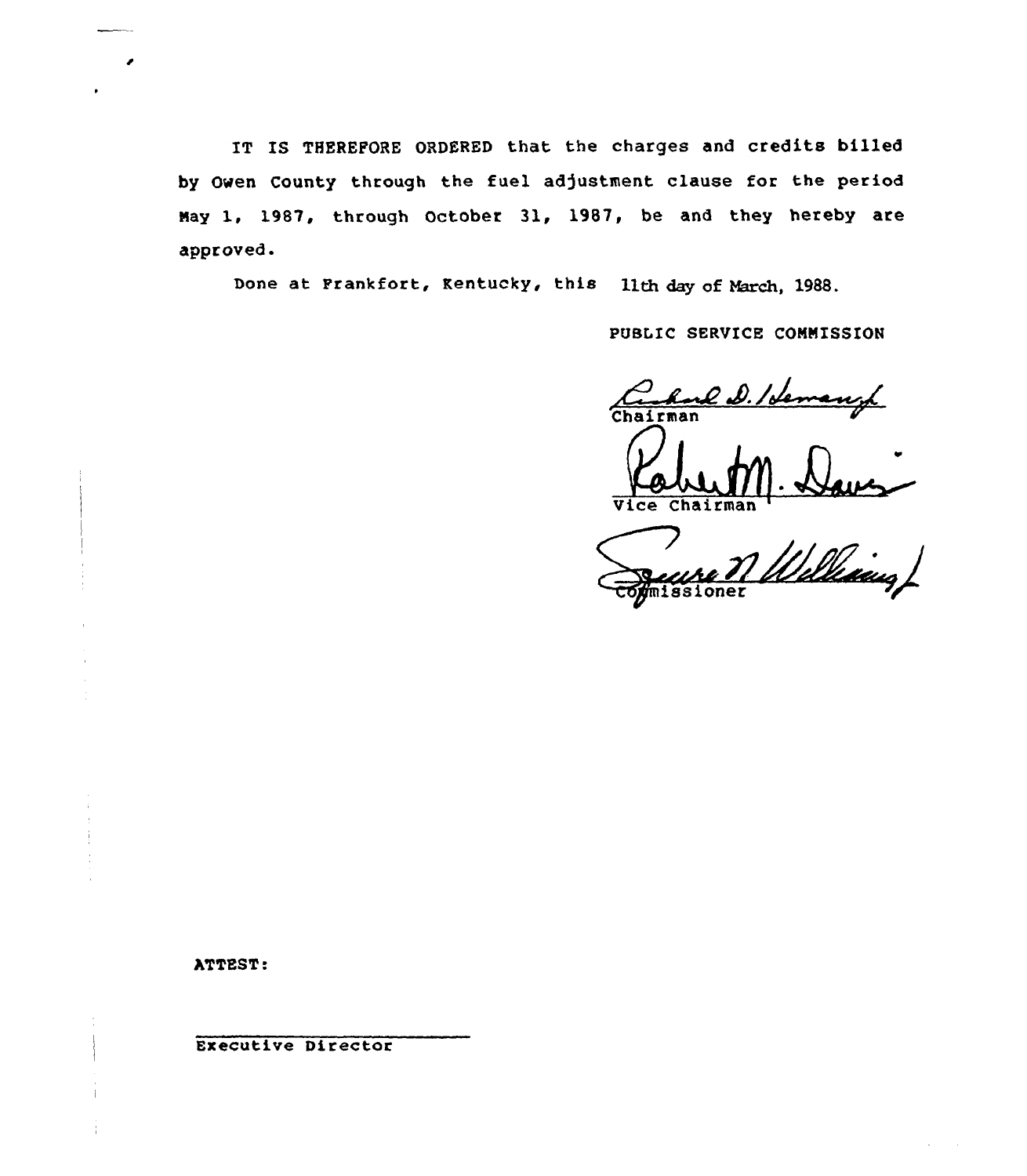IT IS THEREFORE ORDERED that the charges and credits billed by Owen County through the fuel adjustment clause for the period May 1, 1987, through October 31, 1987, be and they hereby are approved.

Done at Frankfort, Kentucky, this 11th day of March, 1988.

PUBLIC SERVICE COMMISSION

Chairman

Vice Chairman

Commissioner

ATTEST:

Executive Director